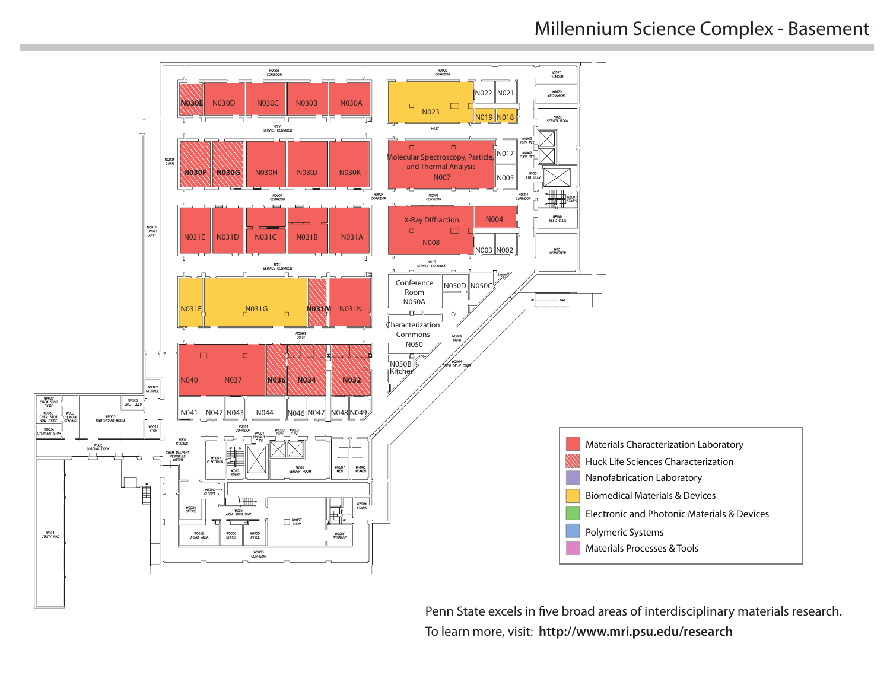# Millennium Science Complex - Basement

N030E
N030D
N030C
N030B
N030A
N023
N022
N021
N019
N018
N030F
N030G
N030H
N030J
N030K
Molecular Spectroscopy, Particle, and Thermal Analysis
N007
N017
N005
N031E
N031D
N031C
N031B
N031A
X-Ray Diffraction
N008
N004
N003
N002
N031F
N031G
N031M
N031N
Conference Room
N050A
N050D
N050C
Characterization Commons
N050
N050B Kitchen
N040
N037
N036
N034
N032
N041
N042
N043
N044
N046
N047
N048
N049

- Materials Characterization Laboratory
- Huck Life Sciences Characterization
- Nanofabrication Laboratory
- Biomedical Materials & Devices
- Electronic and Photonic Materials & Devices
- Polymeric Systems
- Materials Processes & Tools

Penn State excels in five broad areas of interdisciplinary materials research.

To learn more, visit: **http://www.mri.psu.edu/research**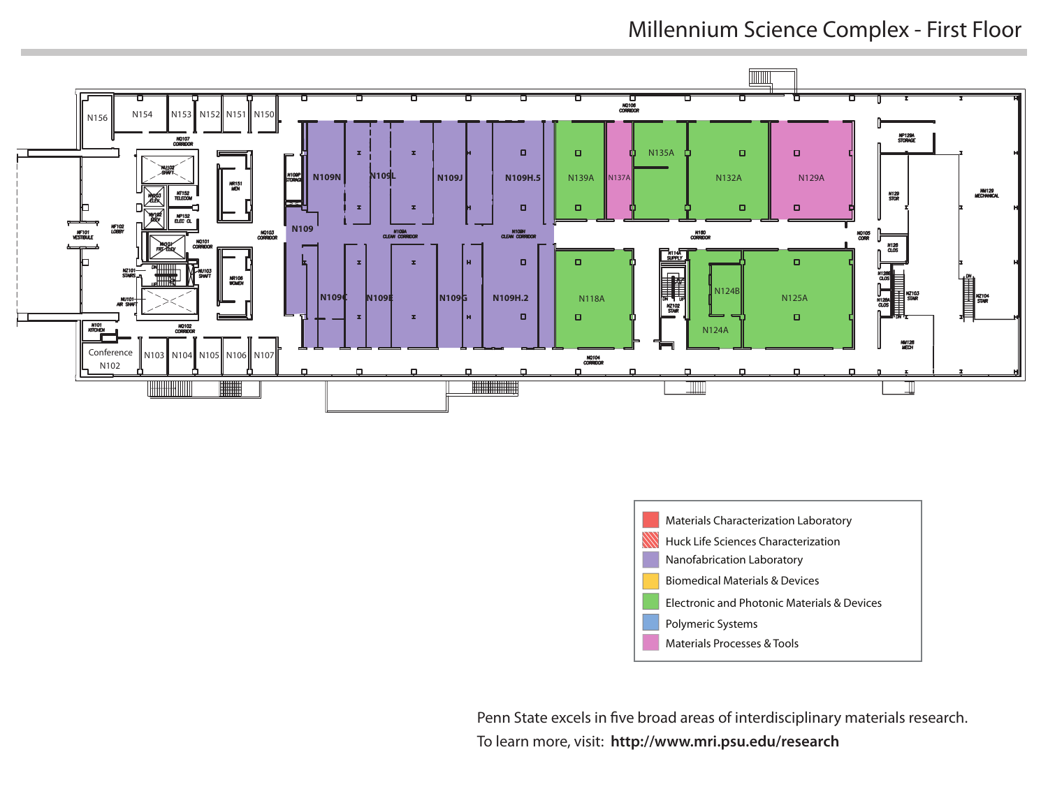# Millennium Science Complex - First Floor

N156
N154
N153
N152
N151
N150
NQ107 CORRIDOR
NQ106 CORRIDOR
NU102 SHAFT
NU103 ELEV
NT152 TELECOM
NU102 ELEV
NP152 ELEC CL
NR151 MEN
N109P STORAGE
N109N
N109L
N109J
N109H.5
N139A
N137A
N135A
N132A
N129A
NP129A STORAGE
N129 STOR
NM129 MECHANICAL
NF101 VESTIBULE
NF102 LOBBY
NQ101 FRT. ELEV
NQ101 CORRIDOR
NQ103 CORRIDOR
N109
N109A CLEAN CORRIDOR
N109H CLEAN CORRIDOR
N160 CORRIDOR
NQ105 CORR
N128 CLOS
NZ101 STAIRS
NU103 SHAFT
NR108 WOMEN
N114A SUPPLY
N128B CLOS
N128A CLOS
NZ103 STAIR
NZ104 STAIR
NU101 AIR SHAFT
N109C
N109E
N109G
N109H.2
N118A
N124B
N125A
NZ102 STAIR
N101 KITCHEN
NQ102 CORRIDOR
N124A
NM128 MECH
Conference N102
N103
N104
N105
N106
N107
NQ104 CORRIDOR

- Materials Characterization Laboratory
- Huck Life Sciences Characterization
- Nanofabrication Laboratory
- Biomedical Materials & Devices
- Electronic and Photonic Materials & Devices
- Polymeric Systems
- Materials Processes & Tools

Penn State excels in five broad areas of interdisciplinary materials research.

To learn more, visit: **http://www.mri.psu.edu/research**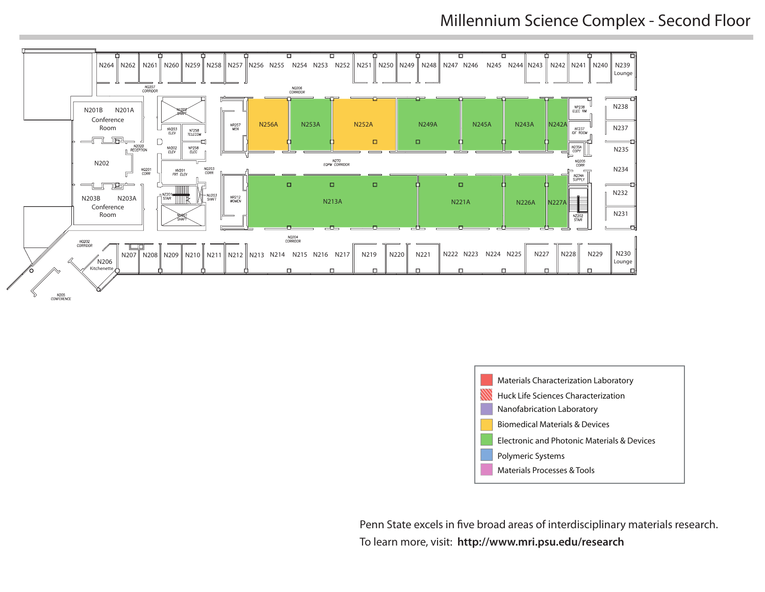# Millennium Science Complex - Second Floor

N264
N262
N261
N260
N259
N258
N257
N256
N255
N254
N253
N252
N251
N250
N249
N248
N247
N246
N245
N244
N243
N242
N241
N240
N239 Lounge

N201B
N201A
Conference Room

N202

N203B
N203A
Conference Room

N256A
N253A
N252A
N249A
N245A
N243A
N242A

N213A
N221A
N226A
N227A

N238
N237
N235
N234
N232
N231

N206 Kitchenette

N207
N208
N209
N210
N211
N212
N213
N214
N215
N216
N217
N219
N220
N221
N222
N223
N224
N225
N227
N228
N229
N230 Lounge

- Materials Characterization Laboratory
- Huck Life Sciences Characterization
- Nanofabrication Laboratory
- Biomedical Materials & Devices
- Electronic and Photonic Materials & Devices
- Polymeric Systems
- Materials Processes & Tools

Penn State excels in five broad areas of interdisciplinary materials research.

To learn more, visit: **http://www.mri.psu.edu/research**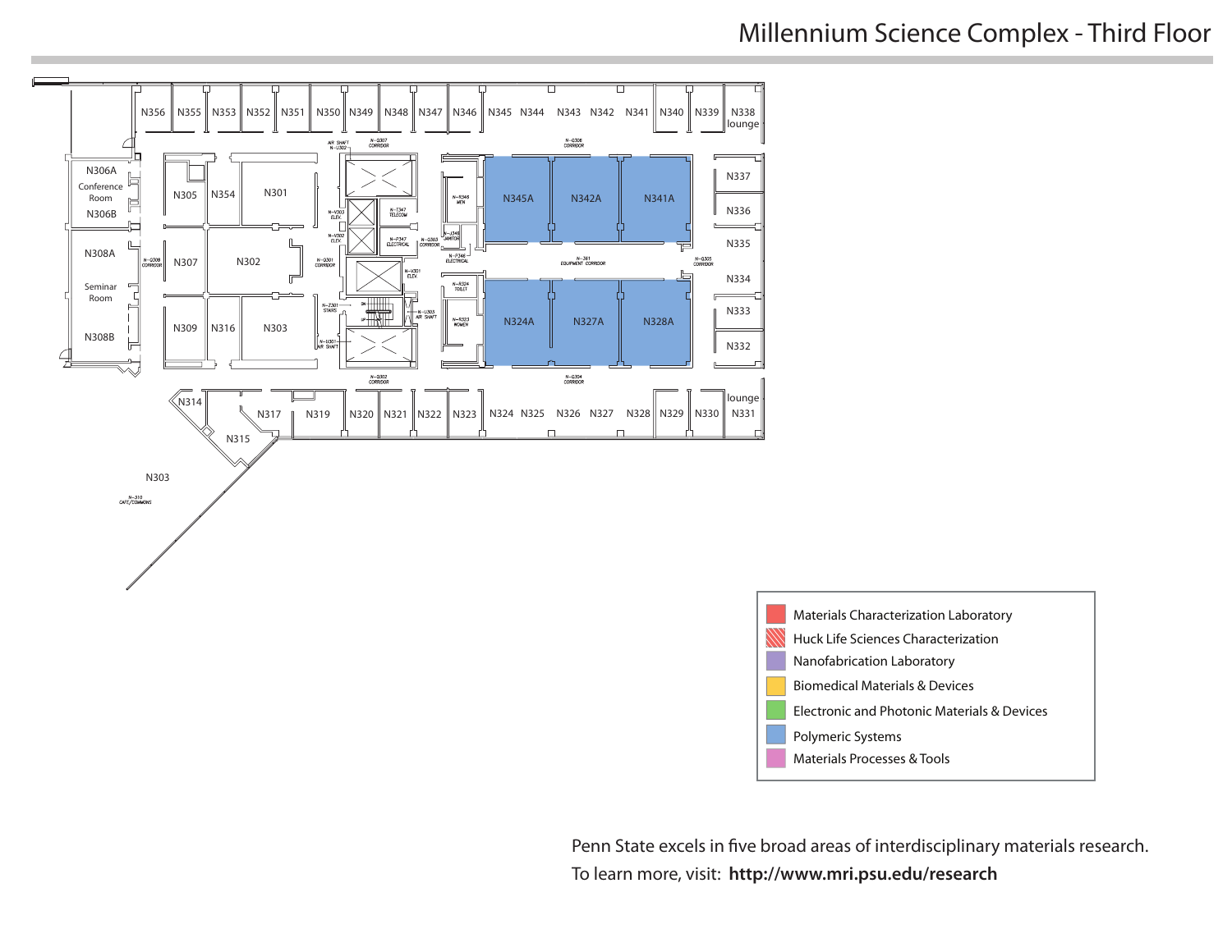# Millennium Science Complex - Third Floor

N356 N355 N353 N352 N351 N350 N349 N348 N347 N346 N345 N344 N343 N342 N341 N340 N339 N338 lounge

N306A Conference Room N306B

N305 N354 N301

N345A N342A N341A

N337 N336 N335 N334 N333 N332

N308A Seminar Room N308B

N307 N302

N309 N316 N303

N324A N327A N328A

N314 N317 N319 N320 N321 N322 N323 N324 N325 N326 N327 N328 N329 N330 lounge N331

N315

N303

N-310 CAFE/COMMONS

- Materials Characterization Laboratory
- Huck Life Sciences Characterization
- Nanofabrication Laboratory
- Biomedical Materials & Devices
- Electronic and Photonic Materials & Devices
- Polymeric Systems
- Materials Processes & Tools

Penn State excels in five broad areas of interdisciplinary materials research.

To learn more, visit: **http://www.mri.psu.edu/research**